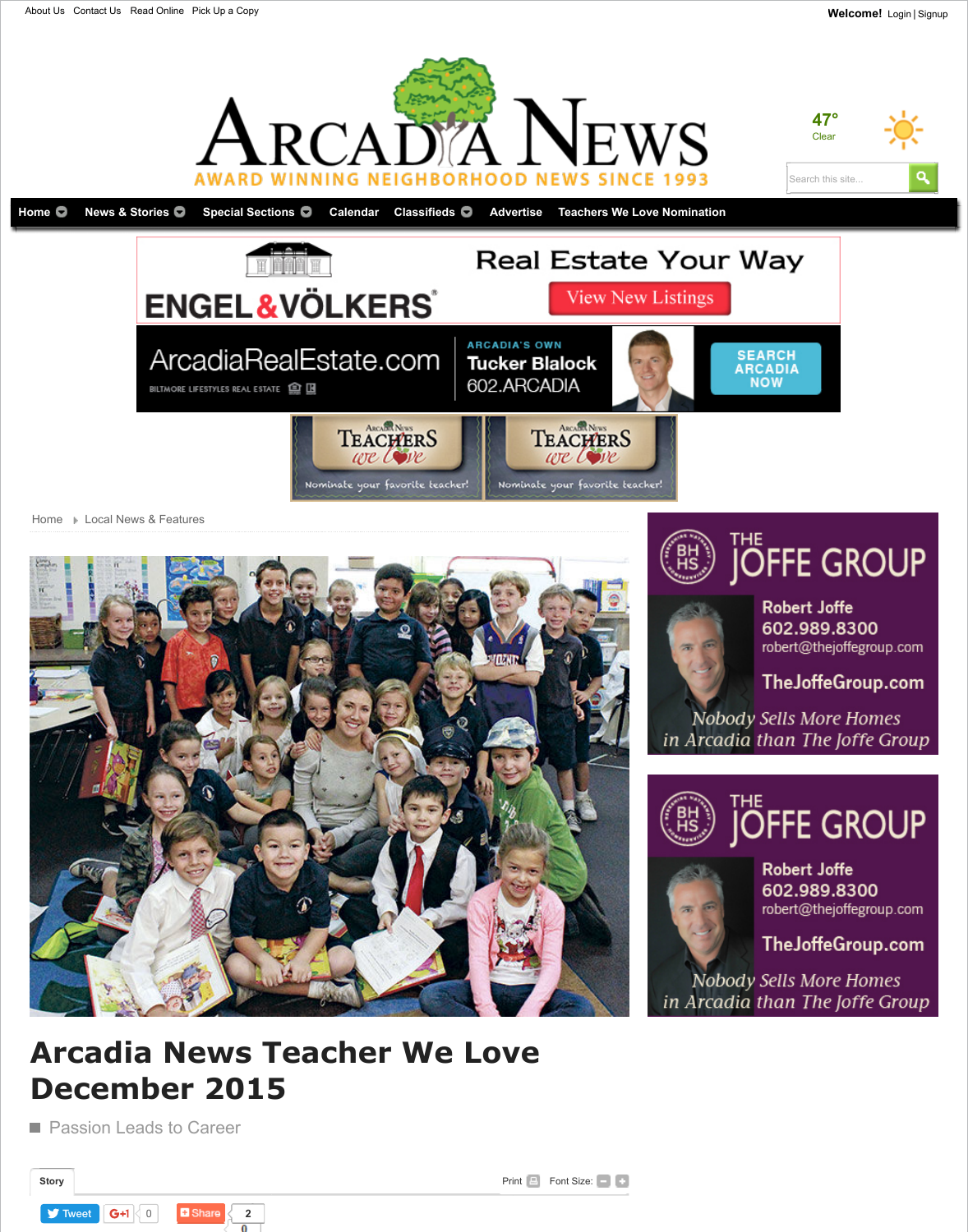About Us Contact Us Read Online Pick Up a Copy

Welcome! Login | Signup

# ARCADIA NEWS

AWARD WINNING NEIGHBORHOOD NEWS SINCE 1993

47° Clear

Home | News & Stories | Special Sections | Calendar | Classifieds | Advertise | Teachers We Love Nomination

ENGEL & VÖLKERS — Real Estate Your Way — View New Listings

ArcadiaRealEstate.com — BILTMORE LIFESTYLES REAL ESTATE — ARCADIA'S OWN Tucker Blalock 602.ARCADIA — SEARCH ARCADIA NOW

Arcadia News TEACHERS we love — Nominate your favorite teacher!

Arcadia News TEACHERS we love — Nominate your favorite teacher!

Home ▸ Local News & Features

THE JOFFE GROUP — Robert Joffe 602.989.8300 robert@thejoffegroup.com TheJoffeGroup.com — Nobody Sells More Homes in Arcadia than The Joffe Group

THE JOFFE GROUP — Robert Joffe 602.989.8300 robert@thejoffegroup.com TheJoffeGroup.com — Nobody Sells More Homes in Arcadia than The Joffe Group

# Arcadia News Teacher We Love December 2015

Passion Leads to Career

Story | Print | Font Size:

Tweet | G+1 0 | Share 2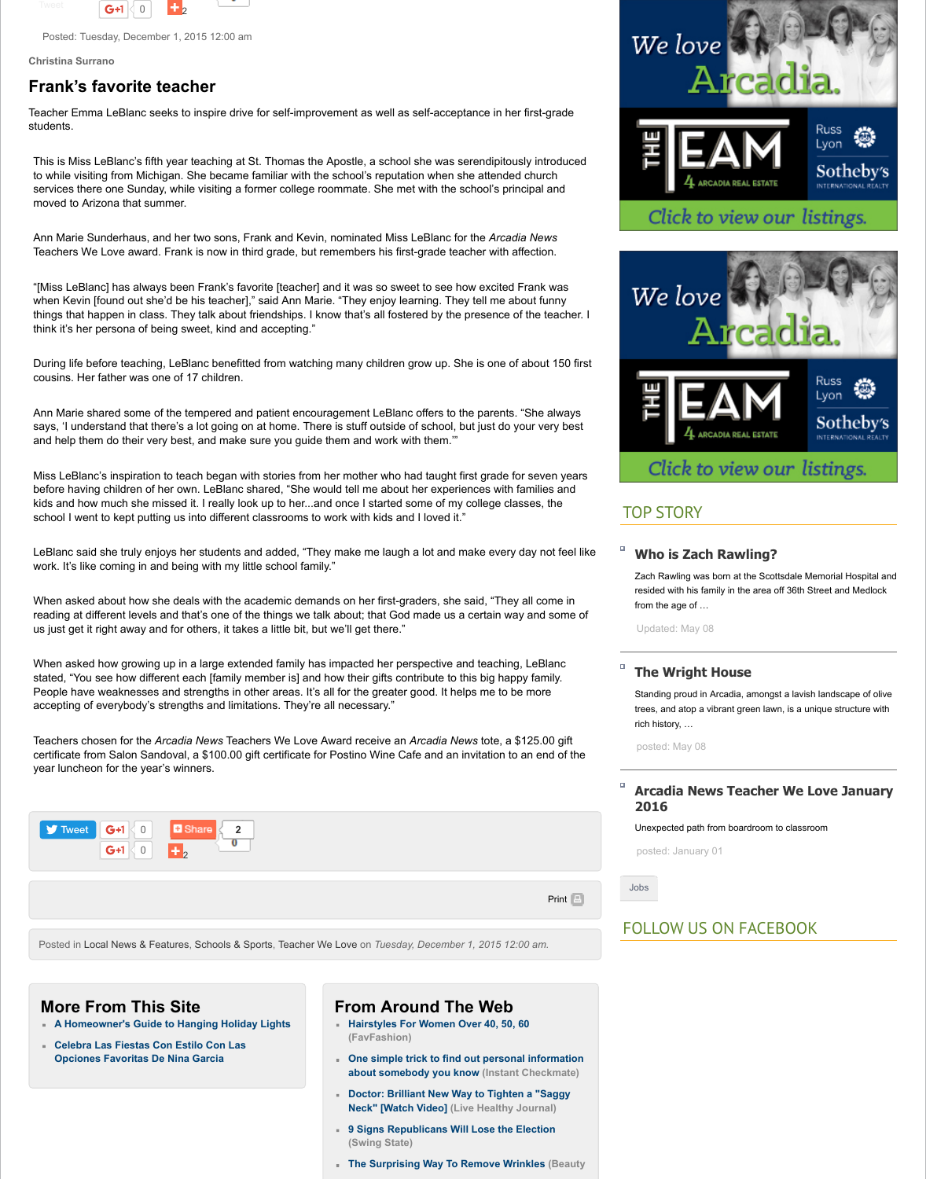Posted: Tuesday, December 1, 2015 12:00 am

Christina Surrano

## Frank's favorite teacher

Teacher Emma LeBlanc seeks to inspire drive for self-improvement as well as self-acceptance in her first-grade students.

This is Miss LeBlanc's fifth year teaching at St. Thomas the Apostle, a school she was serendipitously introduced to while visiting from Michigan. She became familiar with the school's reputation when she attended church services there one Sunday, while visiting a former college roommate. She met with the school's principal and moved to Arizona that summer.

Ann Marie Sunderhaus, and her two sons, Frank and Kevin, nominated Miss LeBlanc for the *Arcadia News* Teachers We Love award. Frank is now in third grade, but remembers his first-grade teacher with affection.

"[Miss LeBlanc] has always been Frank's favorite [teacher] and it was so sweet to see how excited Frank was when Kevin [found out she'd be his teacher]," said Ann Marie. "They enjoy learning. They tell me about funny things that happen in class. They talk about friendships. I know that's all fostered by the presence of the teacher. I think it's her persona of being sweet, kind and accepting."

During life before teaching, LeBlanc benefitted from watching many children grow up. She is one of about 150 first cousins. Her father was one of 17 children.

Ann Marie shared some of the tempered and patient encouragement LeBlanc offers to the parents. "She always says, 'I understand that there's a lot going on at home. There is stuff outside of school, but just do your very best and help them do their very best, and make sure you guide them and work with them.'"

Miss LeBlanc's inspiration to teach began with stories from her mother who had taught first grade for seven years before having children of her own. LeBlanc shared, "She would tell me about her experiences with families and kids and how much she missed it. I really look up to her...and once I started some of my college classes, the school I went to kept putting us into different classrooms to work with kids and I loved it."

LeBlanc said she truly enjoys her students and added, "They make me laugh a lot and make every day not feel like work. It's like coming in and being with my little school family."

When asked about how she deals with the academic demands on her first-graders, she said, "They all come in reading at different levels and that's one of the things we talk about; that God made us a certain way and some of us just get it right away and for others, it takes a little bit, but we'll get there."

When asked how growing up in a large extended family has impacted her perspective and teaching, LeBlanc stated, "You see how different each [family member is] and how their gifts contribute to this big happy family. People have weaknesses and strengths in other areas. It's all for the greater good. It helps me to be more accepting of everybody's strengths and limitations. They're all necessary."

Teachers chosen for the *Arcadia News* Teachers We Love Award receive an *Arcadia News* tote, a $125.00 gift certificate from Salon Sandoval, a $100.00 gift certificate for Postino Wine Cafe and an invitation to an end of the year luncheon for the year's winners.

Posted in Local News & Features, Schools & Sports, Teacher We Love on *Tuesday, December 1, 2015 12:00 am.*

## More From This Site

- A Homeowner's Guide to Hanging Holiday Lights
- Celebra Las Fiestas Con Estilo Con Las Opciones Favoritas De Nina Garcia

## From Around The Web

- Hairstyles For Women Over 40, 50, 60 (FavFashion)
- One simple trick to find out personal information about somebody you know (Instant Checkmate)
- Doctor: Brilliant New Way to Tighten a "Saggy Neck" [Watch Video] (Live Healthy Journal)
- 9 Signs Republicans Will Lose the Election (Swing State)
- The Surprising Way To Remove Wrinkles (Beauty

## TOP STORY

### Who is Zach Rawling?

Zach Rawling was born at the Scottsdale Memorial Hospital and resided with his family in the area off 36th Street and Medlock from the age of …

Updated: May 08

### The Wright House

Standing proud in Arcadia, amongst a lavish landscape of olive trees, and atop a vibrant green lawn, is a unique structure with rich history, …

posted: May 08

### Arcadia News Teacher We Love January 2016

Unexpected path from boardroom to classroom

posted: January 01

## FOLLOW US ON FACEBOOK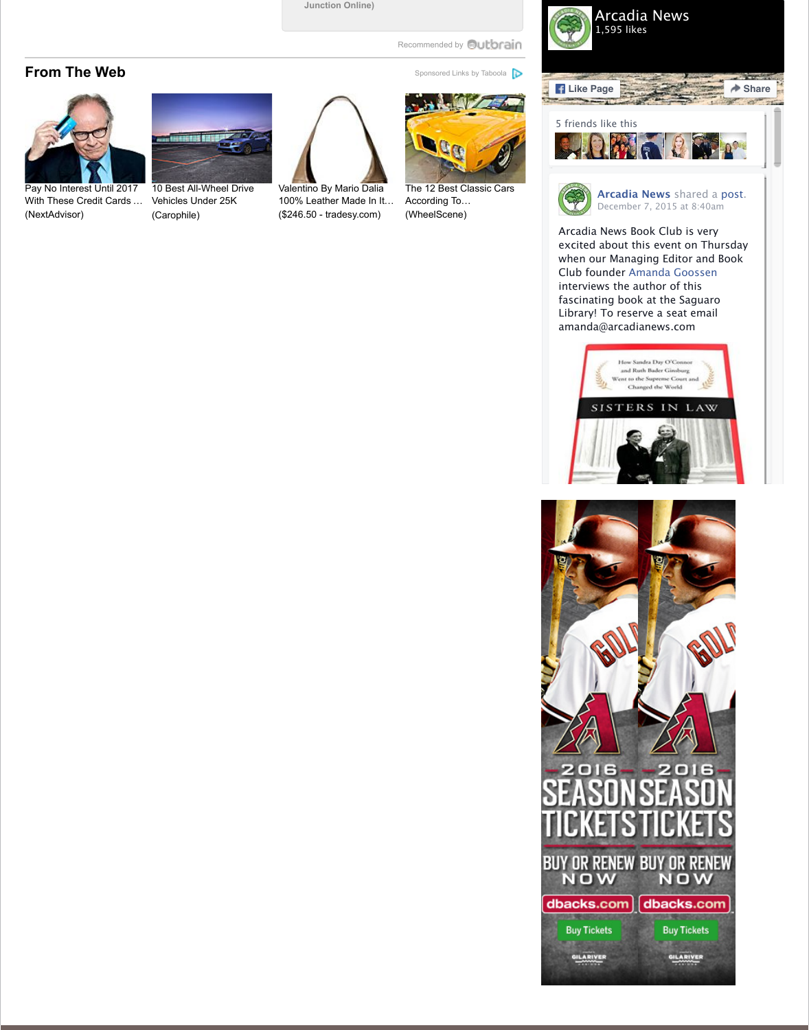Junction Online)

Recommended by Outbrain

## From The Web

Sponsored Links by Taboola

Pay No Interest Until 2017 With These Credit Cards … (NextAdvisor)

10 Best All-Wheel Drive Vehicles Under 25K (Carophile)

Valentino By Mario Dalia 100% Leather Made In It… ($246.50 - tradesy.com)

The 12 Best Classic Cars According To… (WheelScene)

Arcadia News
1,595 likes

Like Page · Share

5 friends like this

Arcadia News shared a post.
December 7, 2015 at 8:40am

Arcadia News Book Club is very excited about this event on Thursday when our Managing Editor and Book Club founder Amanda Goossen interviews the author of this fascinating book at the Saguaro Library! To reserve a seat email amanda@arcadianews.com

How Sandra Day O'Connor and Ruth Bader Ginsburg Went to the Supreme Court and Changed the World

SISTERS IN LAW

2016 SEASON TICKETS
BUY OR RENEW NOW
dbacks.com
Buy Tickets
GILA RIVER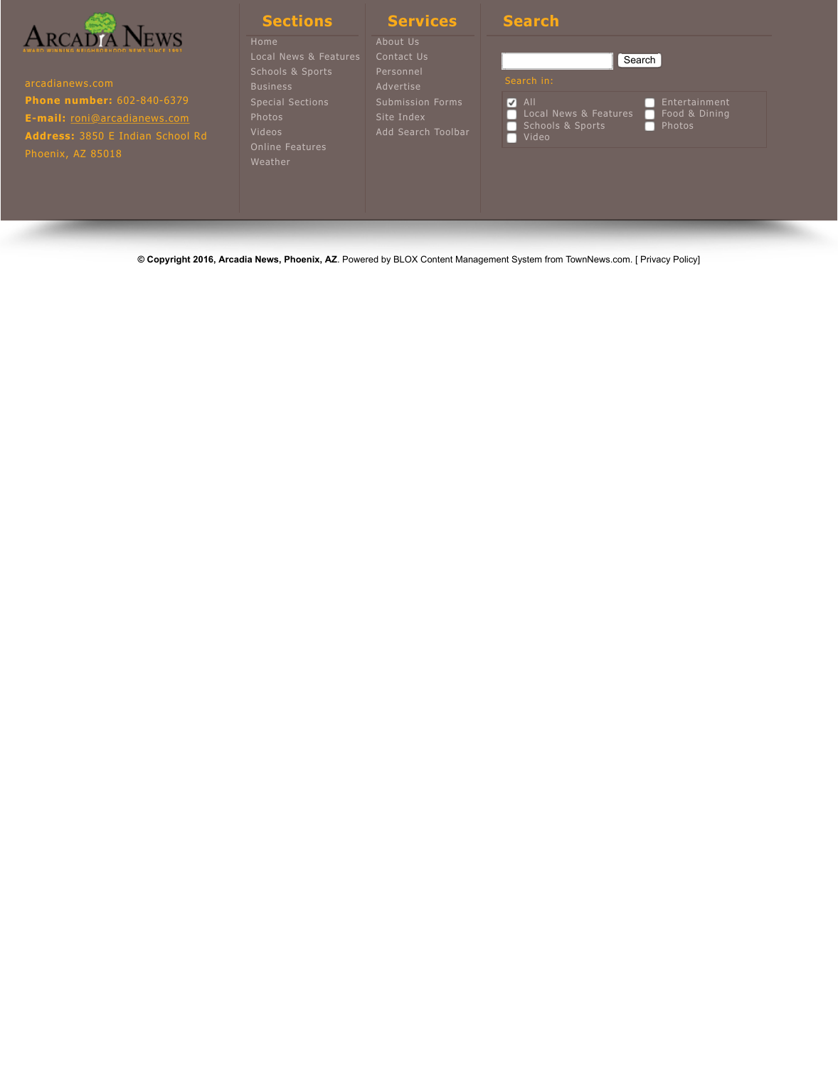ARCADIA NEWS
AWARD WINNING NEIGHBORHOOD NEWS SINCE 1993

arcadianews.com

**Phone number:** 602-840-6379

**E-mail:** roni@arcadianews.com

**Address:** 3850 E Indian School Rd
Phoenix, AZ 85018

## Sections

- Home
- Local News & Features
- Schools & Sports
- Business
- Special Sections
- Photos
- Videos
- Online Features
- Weather

## Services

- About Us
- Contact Us
- Personnel
- Advertise
- Submission Forms
- Site Index
- Add Search Toolbar

## Search

Search

Search in:

- [x] All
- [ ] Local News & Features
- [ ] Schools & Sports
- [ ] Video
- [ ] Entertainment
- [ ] Food & Dining
- [ ] Photos

**© Copyright 2016, Arcadia News, Phoenix, AZ**. Powered by BLOX Content Management System from TownNews.com. [ Privacy Policy]